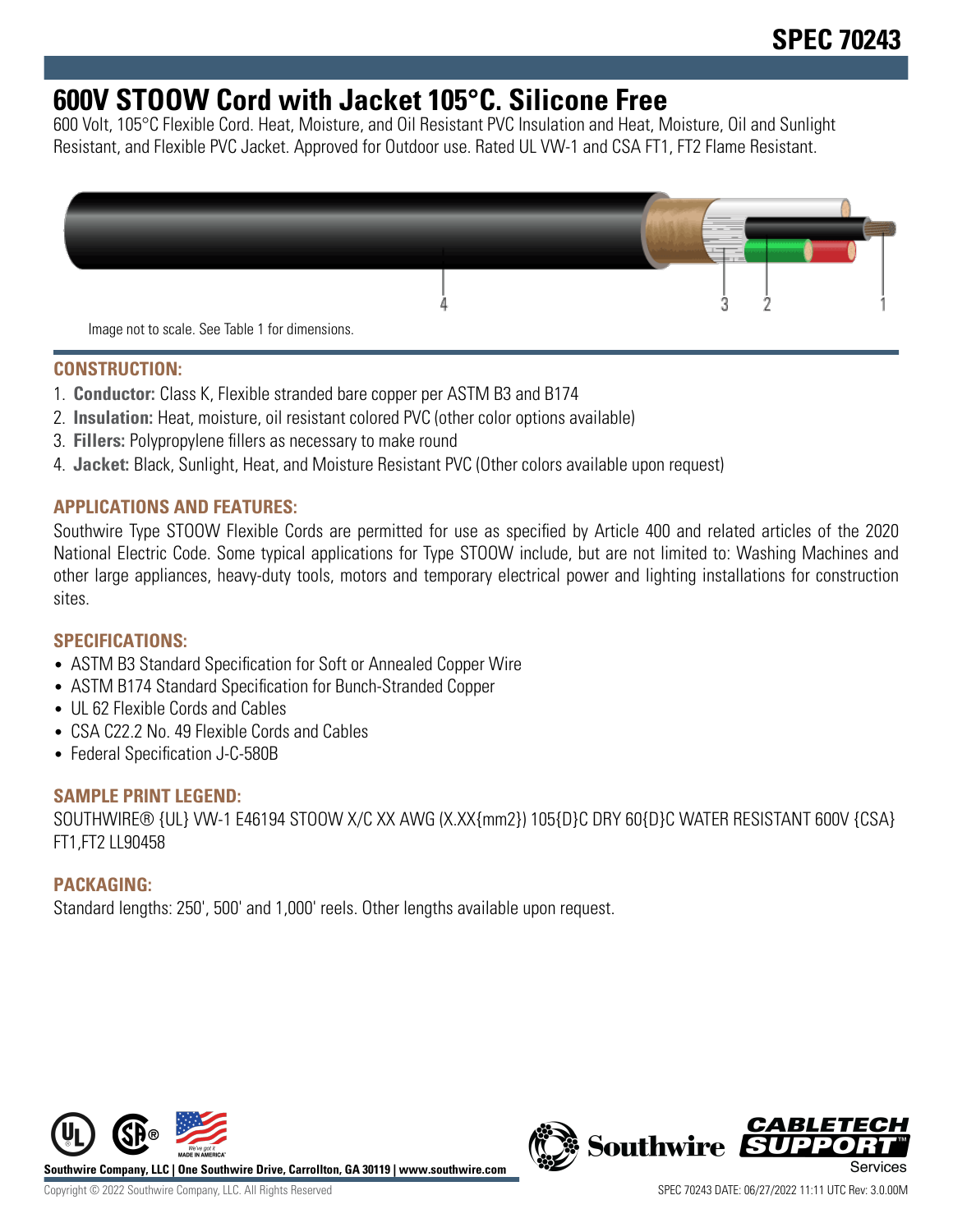# SPEC 70243

## 600V STOOW Cord with Jacket 105°C. Silicone Free

600 Volt, 105°C Flexible Cord. Heat, Moisture, and Oil Resistant PVC Insulation and Heat, Moisture, Oil and Sunlight Resistant, and Flexible PVC Jacket. Approved for Outdoor use. Rated UL VW-1 and CSA FT1, FT2 Flame Resistant.

Image not to scale. See Table 1 for dimensions.

### CONSTRUCTION:

1. **Conductor:** Class K, Flexible stranded bare copper per ASTM B3 and B174
2. **Insulation:** Heat, moisture, oil resistant colored PVC (other color options available)
3. **Fillers:** Polypropylene fillers as necessary to make round
4. **Jacket:** Black, Sunlight, Heat, and Moisture Resistant PVC (Other colors available upon request)

### APPLICATIONS AND FEATURES:

Southwire Type STOOW Flexible Cords are permitted for use as specified by Article 400 and related articles of the 2020 National Electric Code. Some typical applications for Type STOOW include, but are not limited to: Washing Machines and other large appliances, heavy-duty tools, motors and temporary electrical power and lighting installations for construction sites.

### SPECIFICATIONS:

- ASTM B3 Standard Specification for Soft or Annealed Copper Wire
- ASTM B174 Standard Specification for Bunch-Stranded Copper
- UL 62 Flexible Cords and Cables
- CSA C22.2 No. 49 Flexible Cords and Cables
- Federal Specification J-C-580B

### SAMPLE PRINT LEGEND:

SOUTHWIRE® {UL} VW-1 E46194 STOOW X/C XX AWG (X.XX{mm2}) 105{D}C DRY 60{D}C WATER RESISTANT 600V {CSA} FT1,FT2 LL90458

### PACKAGING:

Standard lengths: 250', 500' and 1,000' reels. Other lengths available upon request.

Southwire Company, LLC | One Southwire Drive, Carrollton, GA 30119 | www.southwire.com

Copyright © 2022 Southwire Company, LLC. All Rights Reserved

SPEC 70243 DATE: 06/27/2022 11:11 UTC Rev: 3.0.00M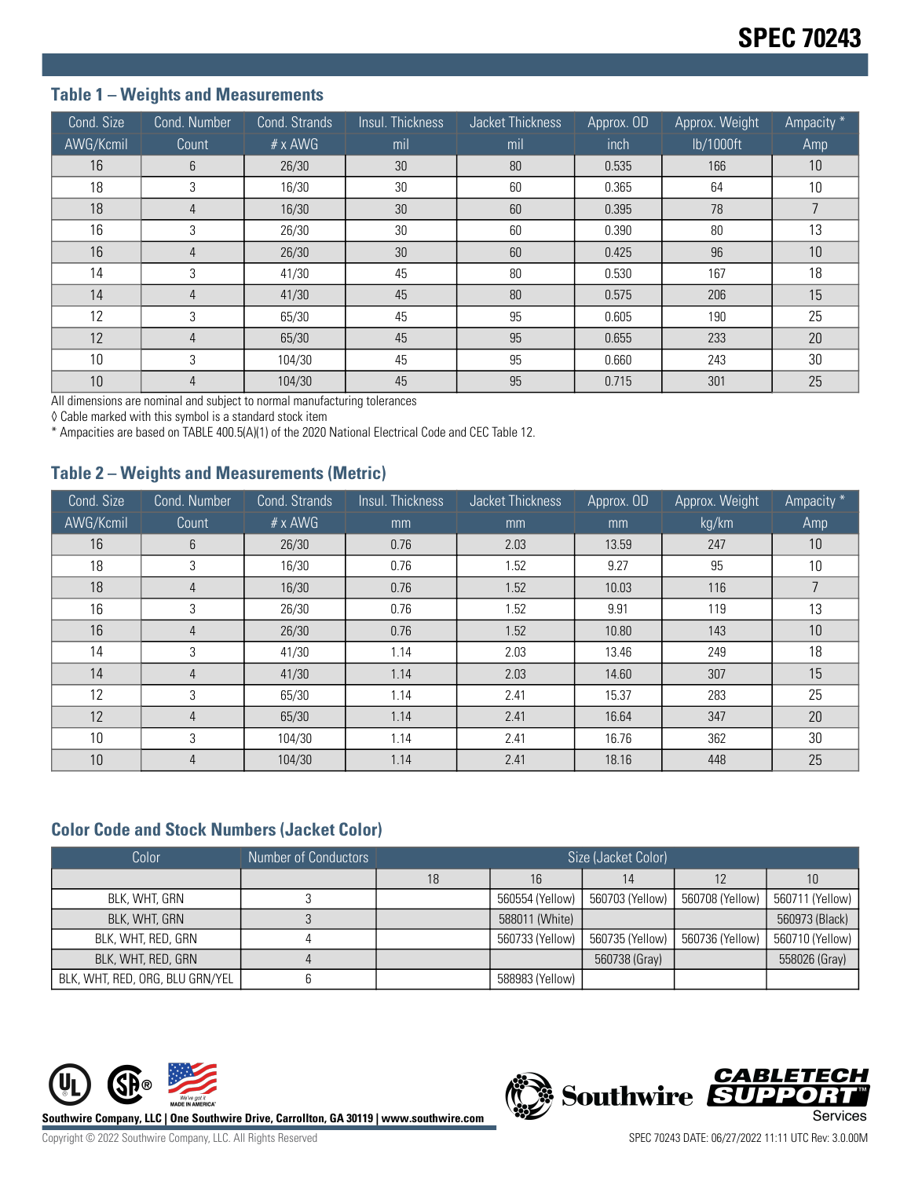## Table 1 – Weights and Measurements

| Cond. Size | Cond. Number | Cond. Strands | Insul. Thickness | Jacket Thickness | Approx. OD | Approx. Weight | Ampacity * |
|---|---|---|---|---|---|---|---|
| AWG/Kcmil | Count | # x AWG | mil | mil | inch | lb/1000ft | Amp |
| 16 | 6 | 26/30 | 30 | 80 | 0.535 | 166 | 10 |
| 18 | 3 | 16/30 | 30 | 60 | 0.365 | 64 | 10 |
| 18 | 4 | 16/30 | 30 | 60 | 0.395 | 78 | 7 |
| 16 | 3 | 26/30 | 30 | 60 | 0.390 | 80 | 13 |
| 16 | 4 | 26/30 | 30 | 60 | 0.425 | 96 | 10 |
| 14 | 3 | 41/30 | 45 | 80 | 0.530 | 167 | 18 |
| 14 | 4 | 41/30 | 45 | 80 | 0.575 | 206 | 15 |
| 12 | 3 | 65/30 | 45 | 95 | 0.605 | 190 | 25 |
| 12 | 4 | 65/30 | 45 | 95 | 0.655 | 233 | 20 |
| 10 | 3 | 104/30 | 45 | 95 | 0.660 | 243 | 30 |
| 10 | 4 | 104/30 | 45 | 95 | 0.715 | 301 | 25 |

All dimensions are nominal and subject to normal manufacturing tolerances

◊ Cable marked with this symbol is a standard stock item

* Ampacities are based on TABLE 400.5(A)(1) of the 2020 National Electrical Code and CEC Table 12.

## Table 2 – Weights and Measurements (Metric)

| Cond. Size | Cond. Number | Cond. Strands | Insul. Thickness | Jacket Thickness | Approx. OD | Approx. Weight | Ampacity * |
|---|---|---|---|---|---|---|---|
| AWG/Kcmil | Count | # x AWG | mm | mm | mm | kg/km | Amp |
| 16 | 6 | 26/30 | 0.76 | 2.03 | 13.59 | 247 | 10 |
| 18 | 3 | 16/30 | 0.76 | 1.52 | 9.27 | 95 | 10 |
| 18 | 4 | 16/30 | 0.76 | 1.52 | 10.03 | 116 | 7 |
| 16 | 3 | 26/30 | 0.76 | 1.52 | 9.91 | 119 | 13 |
| 16 | 4 | 26/30 | 0.76 | 1.52 | 10.80 | 143 | 10 |
| 14 | 3 | 41/30 | 1.14 | 2.03 | 13.46 | 249 | 18 |
| 14 | 4 | 41/30 | 1.14 | 2.03 | 14.60 | 307 | 15 |
| 12 | 3 | 65/30 | 1.14 | 2.41 | 15.37 | 283 | 25 |
| 12 | 4 | 65/30 | 1.14 | 2.41 | 16.64 | 347 | 20 |
| 10 | 3 | 104/30 | 1.14 | 2.41 | 16.76 | 362 | 30 |
| 10 | 4 | 104/30 | 1.14 | 2.41 | 18.16 | 448 | 25 |

## Color Code and Stock Numbers (Jacket Color)

| Color | Number of Conductors | Size (Jacket Color) | | | | |
|---|---|---|---|---|---|---|
| | | 18 | 16 | 14 | 12 | 10 |
| BLK, WHT, GRN | 3 | | 560554 (Yellow) | 560703 (Yellow) | 560708 (Yellow) | 560711 (Yellow) |
| BLK, WHT, GRN | 3 | | 588011 (White) | | | 560973 (Black) |
| BLK, WHT, RED, GRN | 4 | | 560733 (Yellow) | 560735 (Yellow) | 560736 (Yellow) | 560710 (Yellow) |
| BLK, WHT, RED, GRN | 4 | | | 560738 (Gray) | | 558026 (Gray) |
| BLK, WHT, RED, ORG, BLU GRN/YEL | 6 | | 588983 (Yellow) | | | |

Southwire Company, LLC | One Southwire Drive, Carrollton, GA 30119 | www.southwire.com

Copyright © 2022 Southwire Company, LLC. All Rights Reserved

SPEC 70243 DATE: 06/27/2022 11:11 UTC Rev: 3.0.00M